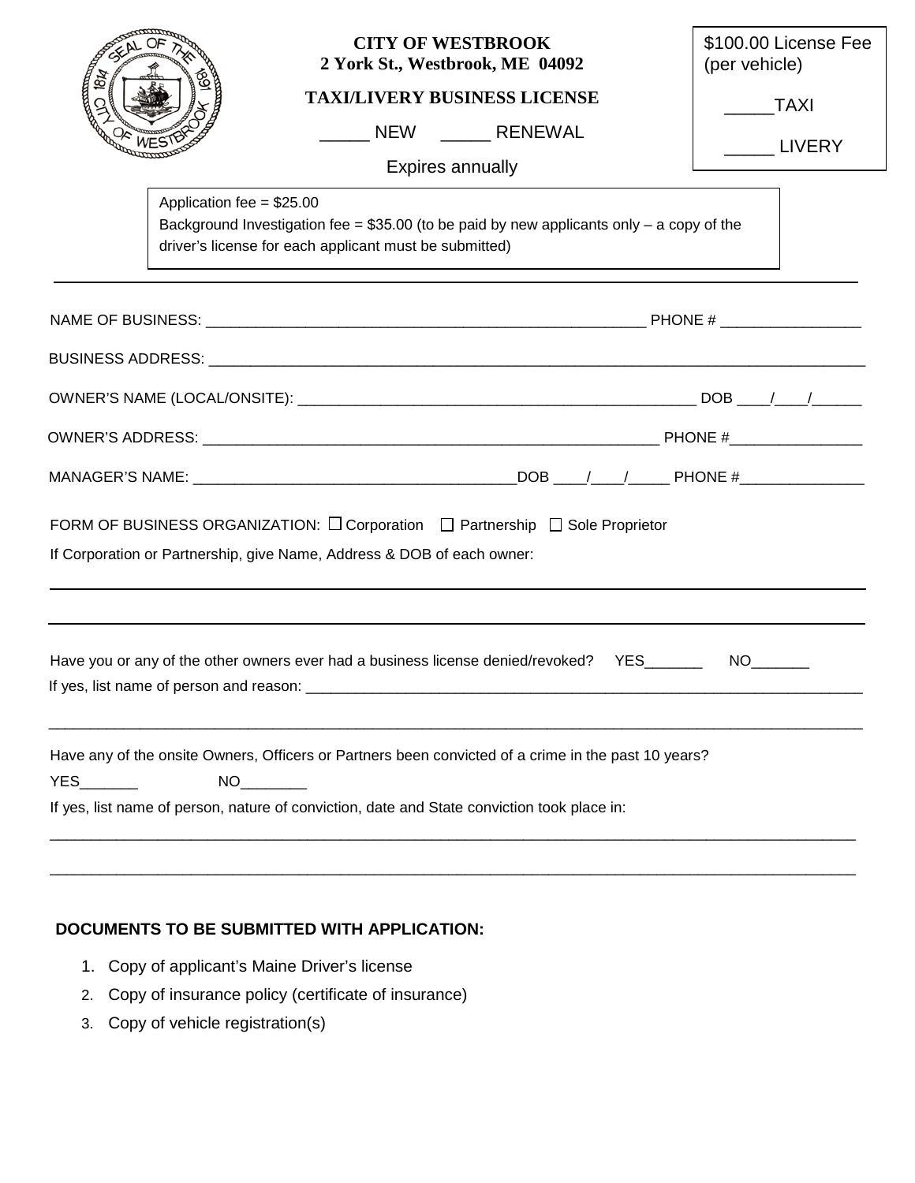**CITY OF WESTBROOK**
**2 York St., Westbrook, ME 04092**

# TAXI/LIVERY BUSINESS LICENSE

_____ NEW _____ RENEWAL

Expires annually

$100.00 License Fee (per vehicle)

_____TAXI

_____ LIVERY

Application fee = $25.00
Background Investigation fee = $35.00 (to be paid by new applicants only – a copy of the driver's license for each applicant must be submitted)

---

NAME OF BUSINESS: ______________________________________________________ PHONE # ________________

BUSINESS ADDRESS: ____________________________________________________________________________________

OWNER'S NAME (LOCAL/ONSITE): ________________________________________________ DOB ____/____/______

OWNER'S ADDRESS: ________________________________________________________ PHONE #________________

MANAGER'S NAME: ______________________________________DOB ____/____/_____ PHONE #_______________

FORM OF BUSINESS ORGANIZATION: ☐ Corporation ☐ Partnership ☐ Sole Proprietor

If Corporation or Partnership, give Name, Address & DOB of each owner:

______________________________________________________________________________________________

______________________________________________________________________________________________

Have you or any of the other owners ever had a business license denied/revoked? YES_______ NO_______

If yes, list name of person and reason: ____________________________________________________________________

______________________________________________________________________________________________

Have any of the onsite Owners, Officers or Partners been convicted of a crime in the past 10 years?

YES_______ NO________

If yes, list name of person, nature of conviction, date and State conviction took place in:

______________________________________________________________________________________________

______________________________________________________________________________________________

**DOCUMENTS TO BE SUBMITTED WITH APPLICATION:**

1. Copy of applicant's Maine Driver's license
2. Copy of insurance policy (certificate of insurance)
3. Copy of vehicle registration(s)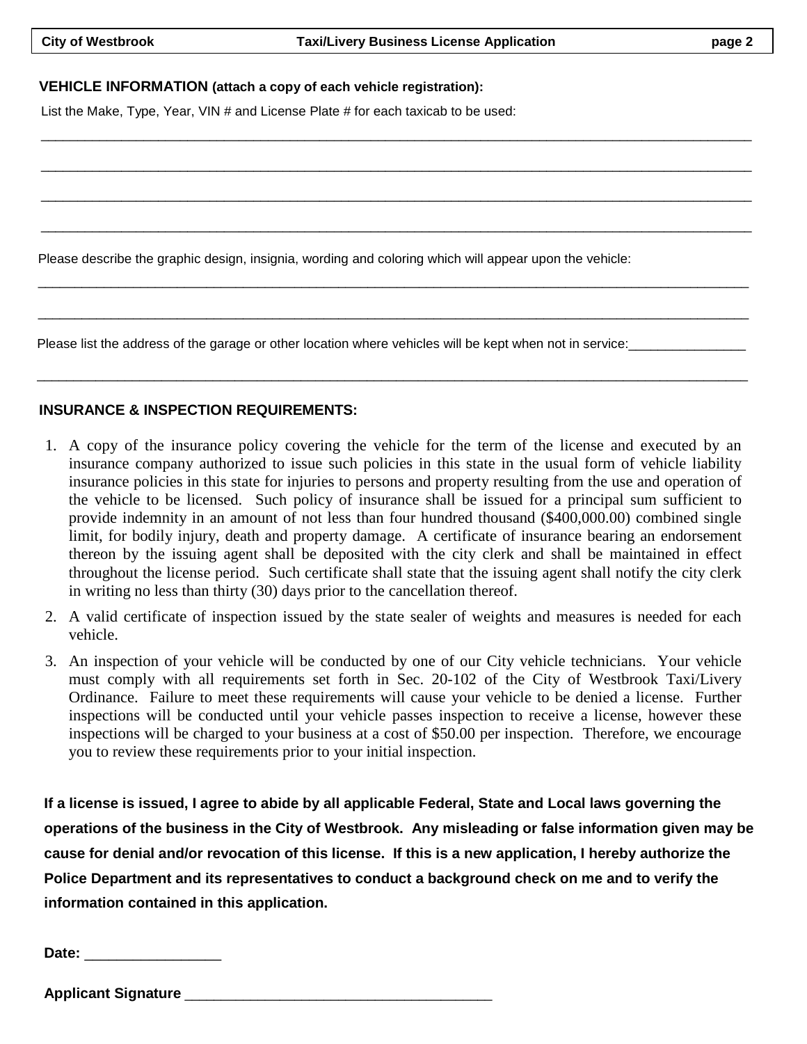## VEHICLE INFORMATION (attach a copy of each vehicle registration):

List the Make, Type, Year, VIN # and License Plate # for each taxicab to be used:

___________________________________________________________________________________________

___________________________________________________________________________________________

___________________________________________________________________________________________

___________________________________________________________________________________________

Please describe the graphic design, insignia, wording and coloring which will appear upon the vehicle:

___________________________________________________________________________________________

___________________________________________________________________________________________

Please list the address of the garage or other location where vehicles will be kept when not in service:________________

___________________________________________________________________________________________

## INSURANCE & INSPECTION REQUIREMENTS:

1. A copy of the insurance policy covering the vehicle for the term of the license and executed by an insurance company authorized to issue such policies in this state in the usual form of vehicle liability insurance policies in this state for injuries to persons and property resulting from the use and operation of the vehicle to be licensed. Such policy of insurance shall be issued for a principal sum sufficient to provide indemnity in an amount of not less than four hundred thousand ($400,000.00) combined single limit, for bodily injury, death and property damage. A certificate of insurance bearing an endorsement thereon by the issuing agent shall be deposited with the city clerk and shall be maintained in effect throughout the license period. Such certificate shall state that the issuing agent shall notify the city clerk in writing no less than thirty (30) days prior to the cancellation thereof.
2. A valid certificate of inspection issued by the state sealer of weights and measures is needed for each vehicle.
3. An inspection of your vehicle will be conducted by one of our City vehicle technicians. Your vehicle must comply with all requirements set forth in Sec. 20-102 of the City of Westbrook Taxi/Livery Ordinance. Failure to meet these requirements will cause your vehicle to be denied a license. Further inspections will be conducted until your vehicle passes inspection to receive a license, however these inspections will be charged to your business at a cost of $50.00 per inspection. Therefore, we encourage you to review these requirements prior to your initial inspection.

**If a license is issued, I agree to abide by all applicable Federal, State and Local laws governing the operations of the business in the City of Westbrook. Any misleading or false information given may be cause for denial and/or revocation of this license. If this is a new application, I hereby authorize the Police Department and its representatives to conduct a background check on me and to verify the information contained in this application.**

**Date:** _________________

**Applicant Signature** ________________________________________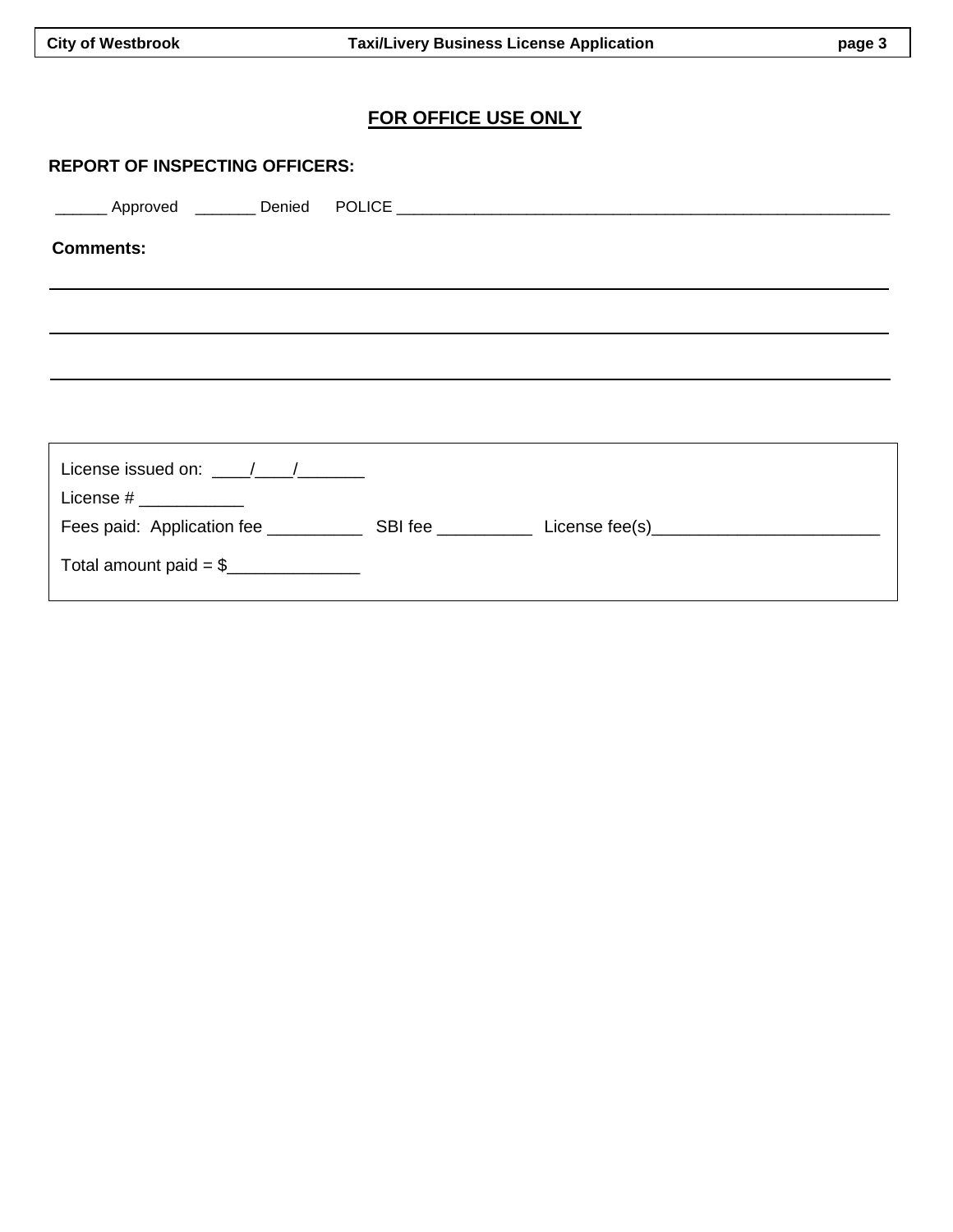## FOR OFFICE USE ONLY

**REPORT OF INSPECTING OFFICERS:**

______ Approved _______ Denied POLICE ____________________________________________________________

**Comments:**

______________________________________________________________________________

______________________________________________________________________________

______________________________________________________________________________

License issued on: ____/____/_______

License # ___________

Fees paid: Application fee __________ SBI fee __________ License fee(s)________________________

Total amount paid = $______________